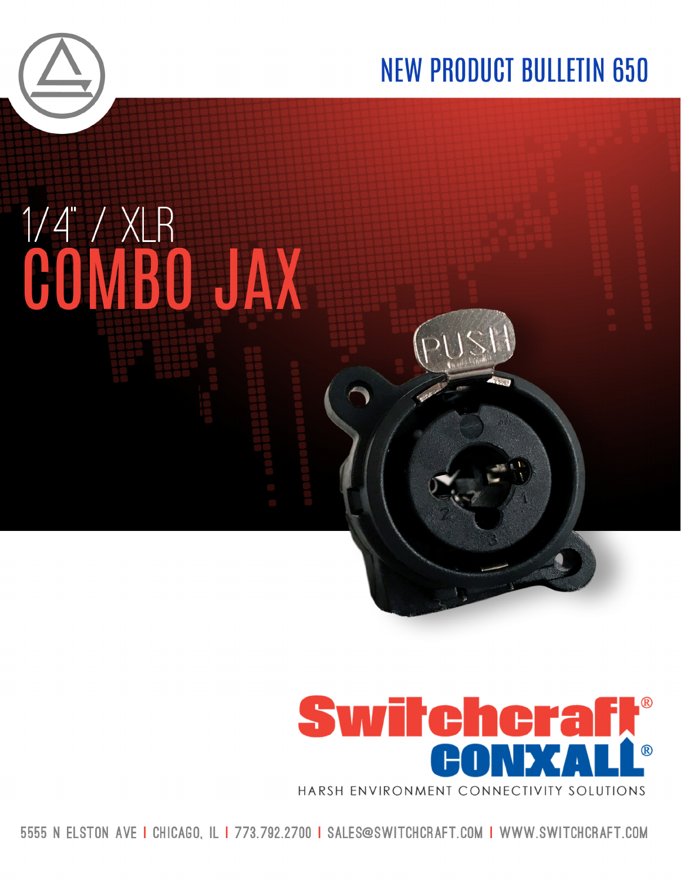NEW PRODUCT BULLETIN 650

# 1/4" / XLR COMBO JAX

Switchcraft®
CONXALL®
HARSH ENVIRONMENT CONNECTIVITY SOLUTIONS

5555 N ELSTON AVE | CHICAGO, IL | 773.792.2700 | SALES@SWITCHCRAFT.COM | WWW.SWITCHCRAFT.COM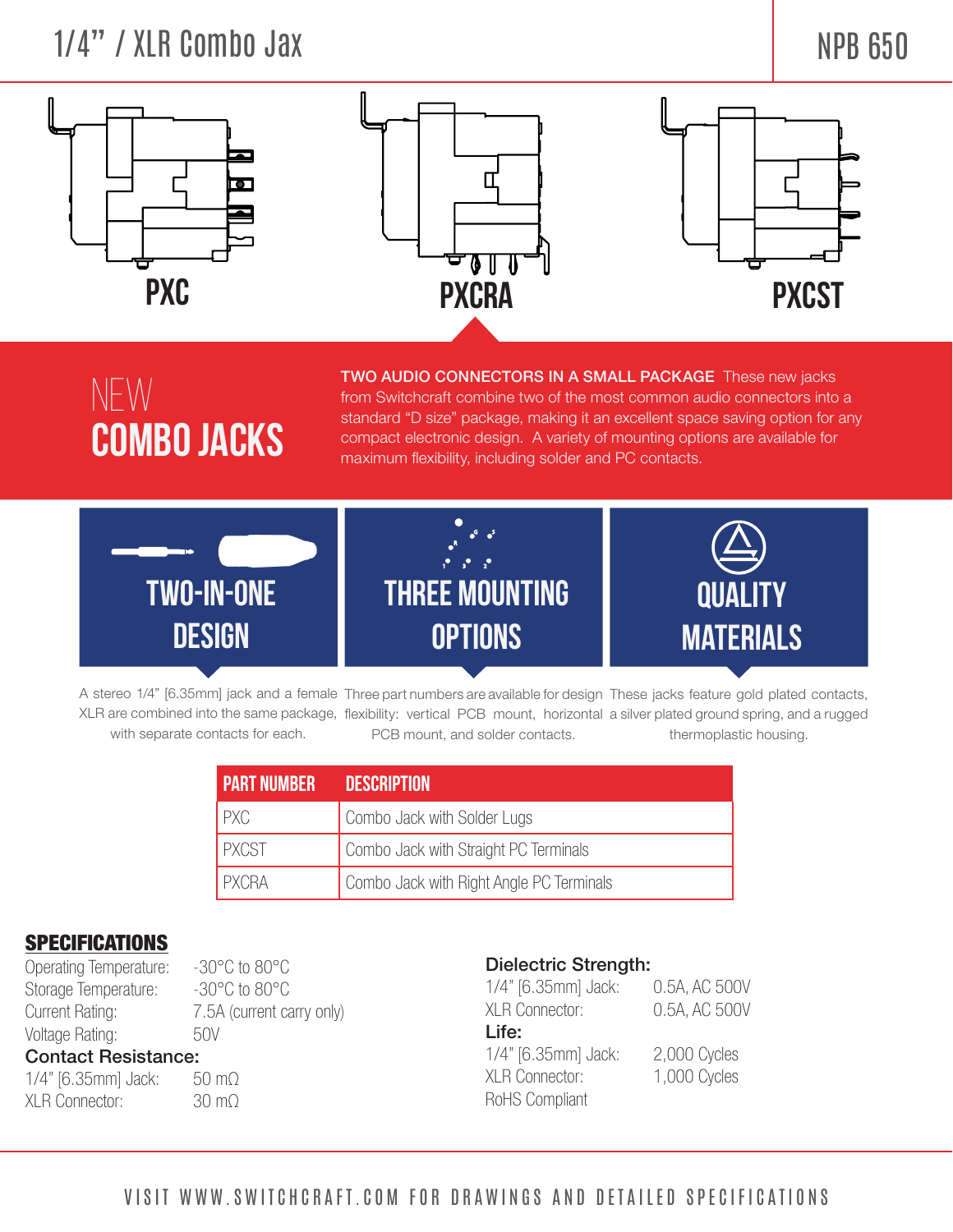# 1/4" / XLR Combo Jax

NPB 650

PXC

PXCRA

PXCST

## NEW COMBO JACKS

**TWO AUDIO CONNECTORS IN A SMALL PACKAGE** These new jacks from Switchcraft combine two of the most common audio connectors into a standard "D size" package, making it an excellent space saving option for any compact electronic design. A variety of mounting options are available for maximum flexibility, including solder and PC contacts.

### TWO-IN-ONE DESIGN

A stereo 1/4" [6.35mm] jack and a female XLR are combined into the same package, with separate contacts for each.

### THREE MOUNTING OPTIONS

Three part numbers are available for design flexibility: vertical PCB mount, horizontal PCB mount, and solder contacts.

### QUALITY MATERIALS

These jacks feature gold plated contacts, a silver plated ground spring, and a rugged thermoplastic housing.

| PART NUMBER | DESCRIPTION |
|---|---|
| PXC | Combo Jack with Solder Lugs |
| PXCST | Combo Jack with Straight PC Terminals |
| PXCRA | Combo Jack with Right Angle PC Terminals |

## SPECIFICATIONS

Operating Temperature: -30°C to 80°C
Storage Temperature: -30°C to 80°C
Current Rating: 7.5A (current carry only)
Voltage Rating: 50V

**Contact Resistance:**
1/4" [6.35mm] Jack: 50 mΩ
XLR Connector: 30 mΩ

**Dielectric Strength:**
1/4" [6.35mm] Jack: 0.5A, AC 500V
XLR Connector: 0.5A, AC 500V

**Life:**
1/4" [6.35mm] Jack: 2,000 Cycles
XLR Connector: 1,000 Cycles

RoHS Compliant

VISIT WWW.SWITCHCRAFT.COM FOR DRAWINGS AND DETAILED SPECIFICATIONS